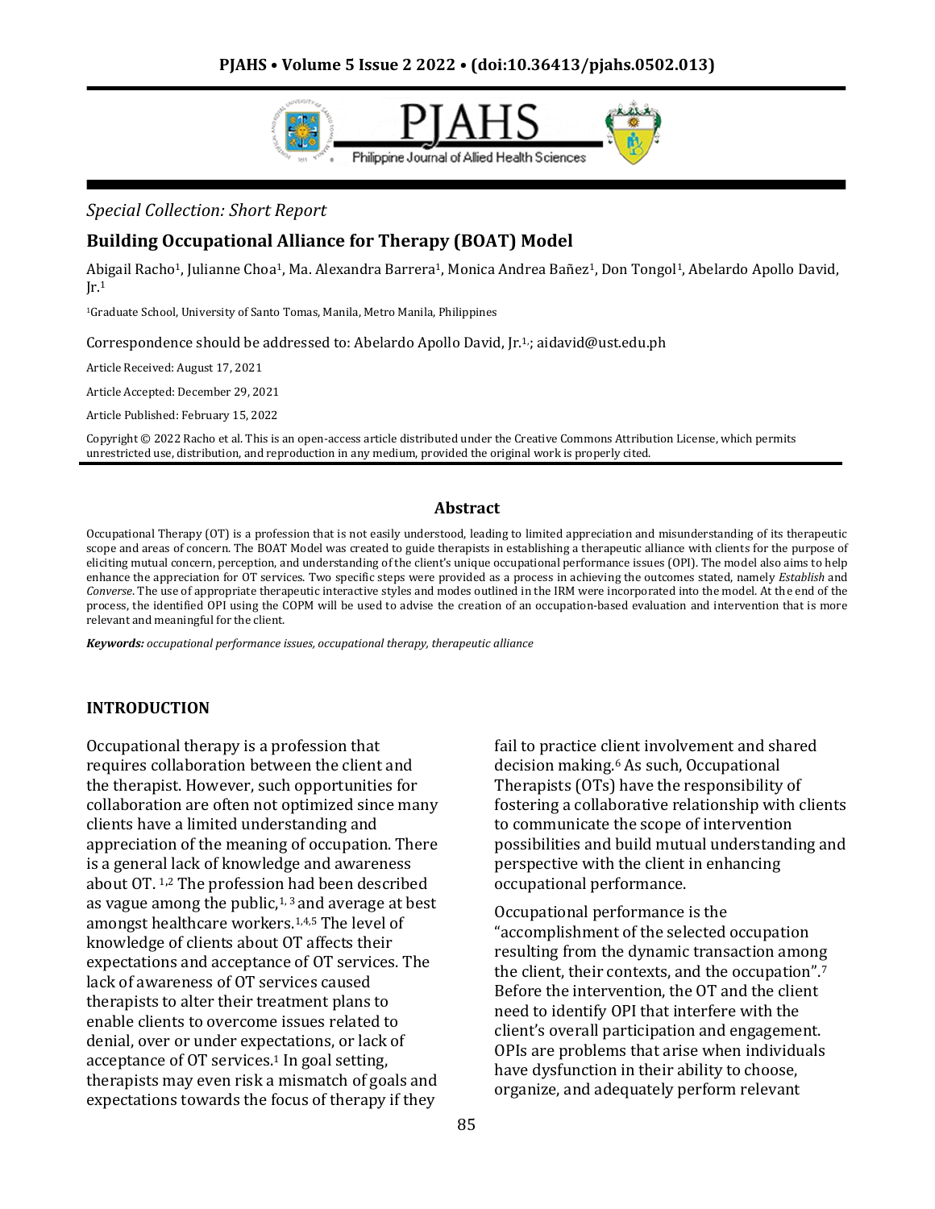*Special Collection: Short Report*

# Building Occupational Alliance for Therapy (BOAT) Model

Abigail Racho[1], Julianne Choa[1], Ma. Alexandra Barrera[1], Monica Andrea Bañez[1], Don Tongol[1], Abelardo Apollo David, Jr.[1]

[1]Graduate School, University of Santo Tomas, Manila, Metro Manila, Philippines

Correspondence should be addressed to: Abelardo Apollo David, Jr.[1,]; aidavid@ust.edu.ph

Article Received: August 17, 2021

Article Accepted: December 29, 2021

Article Published: February 15, 2022

Copyright © 2022 Racho et al. This is an open-access article distributed under the Creative Commons Attribution License, which permits unrestricted use, distribution, and reproduction in any medium, provided the original work is properly cited.

## Abstract

Occupational Therapy (OT) is a profession that is not easily understood, leading to limited appreciation and misunderstanding of its therapeutic scope and areas of concern. The BOAT Model was created to guide therapists in establishing a therapeutic alliance with clients for the purpose of eliciting mutual concern, perception, and understanding of the client's unique occupational performance issues (OPI). The model also aims to help enhance the appreciation for OT services. Two specific steps were provided as a process in achieving the outcomes stated, namely *Establish* and *Converse*. The use of appropriate therapeutic interactive styles and modes outlined in the IRM were incorporated into the model. At the end of the process, the identified OPI using the COPM will be used to advise the creation of an occupation-based evaluation and intervention that is more relevant and meaningful for the client.

***Keywords:*** *occupational performance issues, occupational therapy, therapeutic alliance*

## INTRODUCTION

Occupational therapy is a profession that requires collaboration between the client and the therapist. However, such opportunities for collaboration are often not optimized since many clients have a limited understanding and appreciation of the meaning of occupation. There is a general lack of knowledge and awareness about OT. [1,2] The profession had been described as vague among the public,[1, 3] and average at best amongst healthcare workers.[1,4,5] The level of knowledge of clients about OT affects their expectations and acceptance of OT services. The lack of awareness of OT services caused therapists to alter their treatment plans to enable clients to overcome issues related to denial, over or under expectations, or lack of acceptance of OT services.[1] In goal setting, therapists may even risk a mismatch of goals and expectations towards the focus of therapy if they fail to practice client involvement and shared decision making.[6] As such, Occupational Therapists (OTs) have the responsibility of fostering a collaborative relationship with clients to communicate the scope of intervention possibilities and build mutual understanding and perspective with the client in enhancing occupational performance.

Occupational performance is the "accomplishment of the selected occupation resulting from the dynamic transaction among the client, their contexts, and the occupation".[7] Before the intervention, the OT and the client need to identify OPI that interfere with the client's overall participation and engagement. OPIs are problems that arise when individuals have dysfunction in their ability to choose, organize, and adequately perform relevant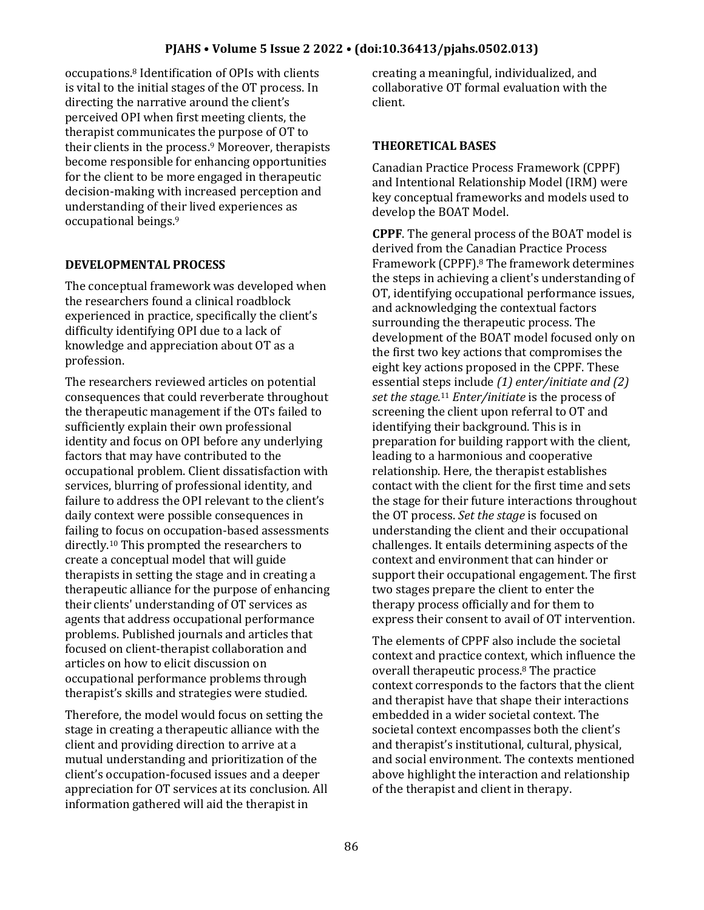occupations.[8] Identification of OPIs with clients is vital to the initial stages of the OT process. In directing the narrative around the client's perceived OPI when first meeting clients, the therapist communicates the purpose of OT to their clients in the process.[9] Moreover, therapists become responsible for enhancing opportunities for the client to be more engaged in therapeutic decision-making with increased perception and understanding of their lived experiences as occupational beings.[9]

## DEVELOPMENTAL PROCESS

The conceptual framework was developed when the researchers found a clinical roadblock experienced in practice, specifically the client's difficulty identifying OPI due to a lack of knowledge and appreciation about OT as a profession.

The researchers reviewed articles on potential consequences that could reverberate throughout the therapeutic management if the OTs failed to sufficiently explain their own professional identity and focus on OPI before any underlying factors that may have contributed to the occupational problem. Client dissatisfaction with services, blurring of professional identity, and failure to address the OPI relevant to the client's daily context were possible consequences in failing to focus on occupation-based assessments directly.[10] This prompted the researchers to create a conceptual model that will guide therapists in setting the stage and in creating a therapeutic alliance for the purpose of enhancing their clients' understanding of OT services as agents that address occupational performance problems. Published journals and articles that focused on client-therapist collaboration and articles on how to elicit discussion on occupational performance problems through therapist's skills and strategies were studied.

Therefore, the model would focus on setting the stage in creating a therapeutic alliance with the client and providing direction to arrive at a mutual understanding and prioritization of the client's occupation-focused issues and a deeper appreciation for OT services at its conclusion. All information gathered will aid the therapist in creating a meaningful, individualized, and collaborative OT formal evaluation with the client.

## THEORETICAL BASES

Canadian Practice Process Framework (CPPF) and Intentional Relationship Model (IRM) were key conceptual frameworks and models used to develop the BOAT Model.

**CPPF**. The general process of the BOAT model is derived from the Canadian Practice Process Framework (CPPF).[8] The framework determines the steps in achieving a client's understanding of OT, identifying occupational performance issues, and acknowledging the contextual factors surrounding the therapeutic process. The development of the BOAT model focused only on the first two key actions that compromises the eight key actions proposed in the CPPF. These essential steps include *(1) enter/initiate and (2) set the stage.*[11] *Enter/initiate* is the process of screening the client upon referral to OT and identifying their background. This is in preparation for building rapport with the client, leading to a harmonious and cooperative relationship. Here, the therapist establishes contact with the client for the first time and sets the stage for their future interactions throughout the OT process. *Set the stage* is focused on understanding the client and their occupational challenges. It entails determining aspects of the context and environment that can hinder or support their occupational engagement. The first two stages prepare the client to enter the therapy process officially and for them to express their consent to avail of OT intervention.

The elements of CPPF also include the societal context and practice context, which influence the overall therapeutic process.[8] The practice context corresponds to the factors that the client and therapist have that shape their interactions embedded in a wider societal context. The societal context encompasses both the client's and therapist's institutional, cultural, physical, and social environment. The contexts mentioned above highlight the interaction and relationship of the therapist and client in therapy.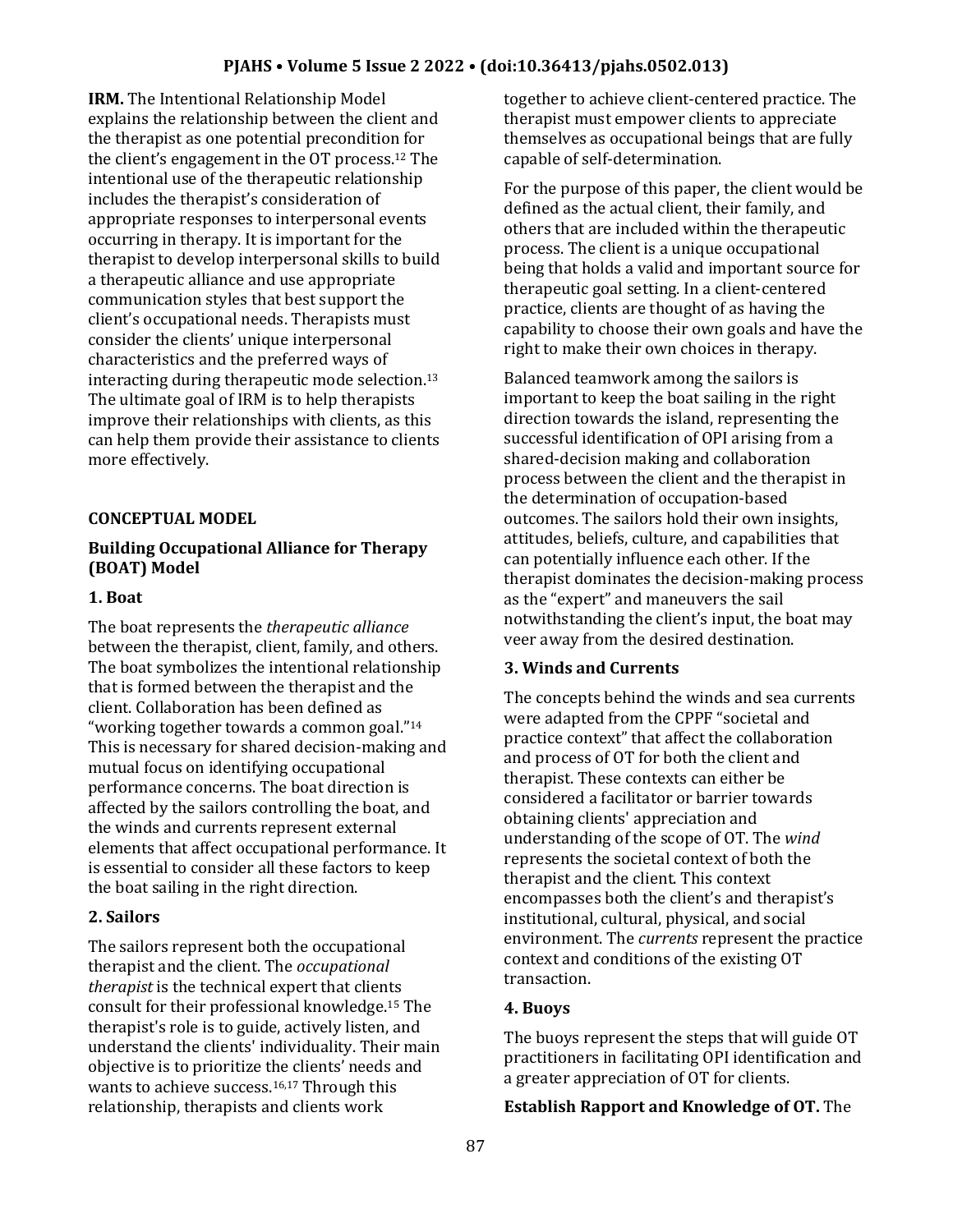**IRM.** The Intentional Relationship Model explains the relationship between the client and the therapist as one potential precondition for the client's engagement in the OT process.[12] The intentional use of the therapeutic relationship includes the therapist's consideration of appropriate responses to interpersonal events occurring in therapy. It is important for the therapist to develop interpersonal skills to build a therapeutic alliance and use appropriate communication styles that best support the client's occupational needs. Therapists must consider the clients' unique interpersonal characteristics and the preferred ways of interacting during therapeutic mode selection.[13] The ultimate goal of IRM is to help therapists improve their relationships with clients, as this can help them provide their assistance to clients more effectively.

## CONCEPTUAL MODEL

### Building Occupational Alliance for Therapy (BOAT) Model

#### 1. Boat

The boat represents the *therapeutic alliance* between the therapist, client, family, and others. The boat symbolizes the intentional relationship that is formed between the therapist and the client. Collaboration has been defined as "working together towards a common goal."[14] This is necessary for shared decision-making and mutual focus on identifying occupational performance concerns. The boat direction is affected by the sailors controlling the boat, and the winds and currents represent external elements that affect occupational performance. It is essential to consider all these factors to keep the boat sailing in the right direction.

#### 2. Sailors

The sailors represent both the occupational therapist and the client. The *occupational therapist* is the technical expert that clients consult for their professional knowledge.[15] The therapist's role is to guide, actively listen, and understand the clients' individuality. Their main objective is to prioritize the clients' needs and wants to achieve success.[16,17] Through this relationship, therapists and clients work together to achieve client-centered practice. The therapist must empower clients to appreciate themselves as occupational beings that are fully capable of self-determination.

For the purpose of this paper, the client would be defined as the actual client, their family, and others that are included within the therapeutic process. The client is a unique occupational being that holds a valid and important source for therapeutic goal setting. In a client-centered practice, clients are thought of as having the capability to choose their own goals and have the right to make their own choices in therapy.

Balanced teamwork among the sailors is important to keep the boat sailing in the right direction towards the island, representing the successful identification of OPI arising from a shared-decision making and collaboration process between the client and the therapist in the determination of occupation-based outcomes. The sailors hold their own insights, attitudes, beliefs, culture, and capabilities that can potentially influence each other. If the therapist dominates the decision-making process as the "expert" and maneuvers the sail notwithstanding the client's input, the boat may veer away from the desired destination.

#### 3. Winds and Currents

The concepts behind the winds and sea currents were adapted from the CPPF "societal and practice context" that affect the collaboration and process of OT for both the client and therapist. These contexts can either be considered a facilitator or barrier towards obtaining clients' appreciation and understanding of the scope of OT. The *wind* represents the societal context of both the therapist and the client. This context encompasses both the client's and therapist's institutional, cultural, physical, and social environment. The *currents* represent the practice context and conditions of the existing OT transaction.

#### 4. Buoys

The buoys represent the steps that will guide OT practitioners in facilitating OPI identification and a greater appreciation of OT for clients.

**Establish Rapport and Knowledge of OT.** The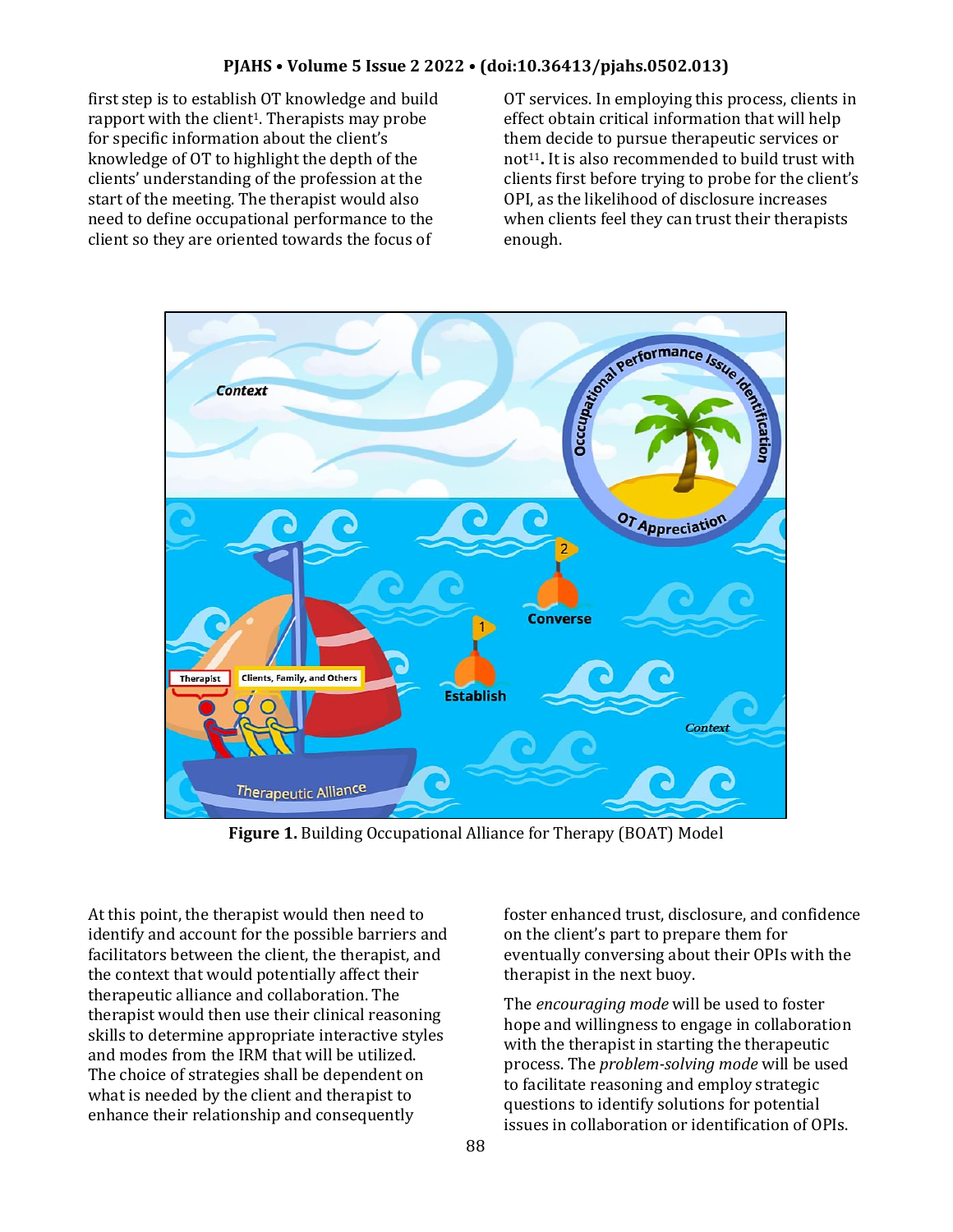first step is to establish OT knowledge and build rapport with the client[1]. Therapists may probe for specific information about the client's knowledge of OT to highlight the depth of the clients' understanding of the profession at the start of the meeting. The therapist would also need to define occupational performance to the client so they are oriented towards the focus of OT services. In employing this process, clients in effect obtain critical information that will help them decide to pursue therapeutic services or not[11]. It is also recommended to build trust with clients first before trying to probe for the client's OPI, as the likelihood of disclosure increases when clients feel they can trust their therapists enough.

**Figure 1.** Building Occupational Alliance for Therapy (BOAT) Model

At this point, the therapist would then need to identify and account for the possible barriers and facilitators between the client, the therapist, and the context that would potentially affect their therapeutic alliance and collaboration. The therapist would then use their clinical reasoning skills to determine appropriate interactive styles and modes from the IRM that will be utilized. The choice of strategies shall be dependent on what is needed by the client and therapist to enhance their relationship and consequently foster enhanced trust, disclosure, and confidence on the client's part to prepare them for eventually conversing about their OPIs with the therapist in the next buoy.

The *encouraging mode* will be used to foster hope and willingness to engage in collaboration with the therapist in starting the therapeutic process. The *problem-solving mode* will be used to facilitate reasoning and employ strategic questions to identify solutions for potential issues in collaboration or identification of OPIs.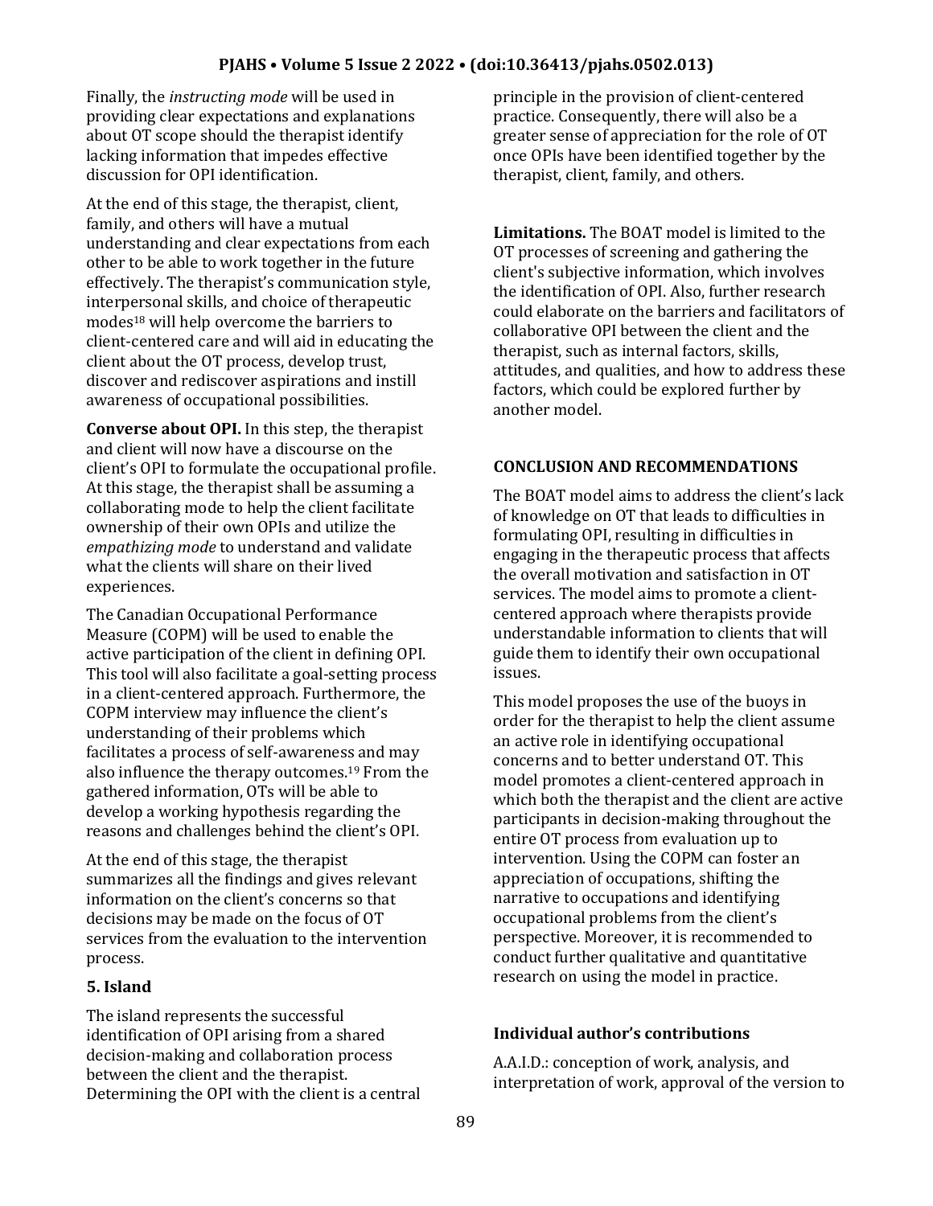Finally, the *instructing mode* will be used in providing clear expectations and explanations about OT scope should the therapist identify lacking information that impedes effective discussion for OPI identification.

At the end of this stage, the therapist, client, family, and others will have a mutual understanding and clear expectations from each other to be able to work together in the future effectively. The therapist's communication style, interpersonal skills, and choice of therapeutic modes[18] will help overcome the barriers to client-centered care and will aid in educating the client about the OT process, develop trust, discover and rediscover aspirations and instill awareness of occupational possibilities.

**Converse about OPI.** In this step, the therapist and client will now have a discourse on the client's OPI to formulate the occupational profile. At this stage, the therapist shall be assuming a collaborating mode to help the client facilitate ownership of their own OPIs and utilize the *empathizing mode* to understand and validate what the clients will share on their lived experiences.

The Canadian Occupational Performance Measure (COPM) will be used to enable the active participation of the client in defining OPI. This tool will also facilitate a goal-setting process in a client-centered approach. Furthermore, the COPM interview may influence the client's understanding of their problems which facilitates a process of self-awareness and may also influence the therapy outcomes.[19] From the gathered information, OTs will be able to develop a working hypothesis regarding the reasons and challenges behind the client's OPI.

At the end of this stage, the therapist summarizes all the findings and gives relevant information on the client's concerns so that decisions may be made on the focus of OT services from the evaluation to the intervention process.

### 5. Island

The island represents the successful identification of OPI arising from a shared decision-making and collaboration process between the client and the therapist. Determining the OPI with the client is a central principle in the provision of client-centered practice. Consequently, there will also be a greater sense of appreciation for the role of OT once OPIs have been identified together by the therapist, client, family, and others.

**Limitations.** The BOAT model is limited to the OT processes of screening and gathering the client's subjective information, which involves the identification of OPI. Also, further research could elaborate on the barriers and facilitators of collaborative OPI between the client and the therapist, such as internal factors, skills, attitudes, and qualities, and how to address these factors, which could be explored further by another model.

## CONCLUSION AND RECOMMENDATIONS

The BOAT model aims to address the client's lack of knowledge on OT that leads to difficulties in formulating OPI, resulting in difficulties in engaging in the therapeutic process that affects the overall motivation and satisfaction in OT services. The model aims to promote a client-centered approach where therapists provide understandable information to clients that will guide them to identify their own occupational issues.

This model proposes the use of the buoys in order for the therapist to help the client assume an active role in identifying occupational concerns and to better understand OT. This model promotes a client-centered approach in which both the therapist and the client are active participants in decision-making throughout the entire OT process from evaluation up to intervention. Using the COPM can foster an appreciation of occupations, shifting the narrative to occupations and identifying occupational problems from the client's perspective. Moreover, it is recommended to conduct further qualitative and quantitative research on using the model in practice.

### Individual author's contributions

A.A.I.D.: conception of work, analysis, and interpretation of work, approval of the version to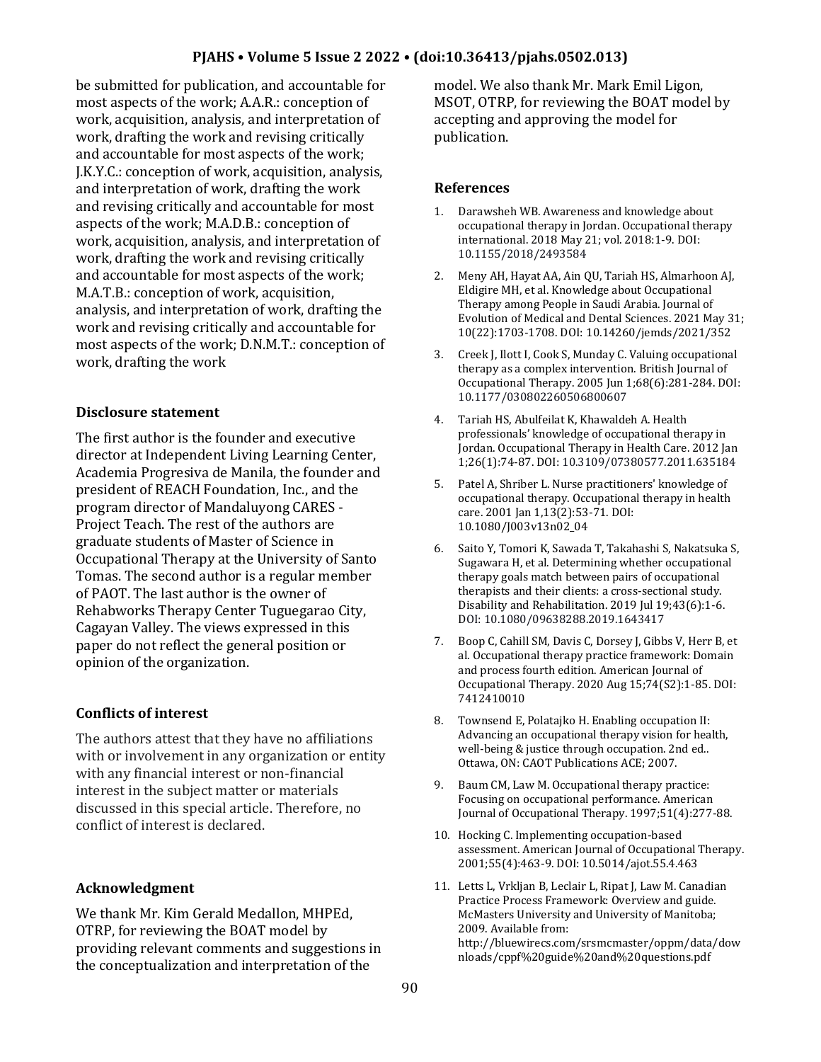be submitted for publication, and accountable for most aspects of the work; A.A.R.: conception of work, acquisition, analysis, and interpretation of work, drafting the work and revising critically and accountable for most aspects of the work; J.K.Y.C.: conception of work, acquisition, analysis, and interpretation of work, drafting the work and revising critically and accountable for most aspects of the work; M.A.D.B.: conception of work, acquisition, analysis, and interpretation of work, drafting the work and revising critically and accountable for most aspects of the work; M.A.T.B.: conception of work, acquisition, analysis, and interpretation of work, drafting the work and revising critically and accountable for most aspects of the work; D.N.M.T.: conception of work, drafting the work

### Disclosure statement

The first author is the founder and executive director at Independent Living Learning Center, Academia Progresiva de Manila, the founder and president of REACH Foundation, Inc., and the program director of Mandaluyong CARES - Project Teach. The rest of the authors are graduate students of Master of Science in Occupational Therapy at the University of Santo Tomas. The second author is a regular member of PAOT. The last author is the owner of Rehabworks Therapy Center Tuguegarao City, Cagayan Valley. The views expressed in this paper do not reflect the general position or opinion of the organization.

### Conflicts of interest

The authors attest that they have no affiliations with or involvement in any organization or entity with any financial interest or non-financial interest in the subject matter or materials discussed in this special article. Therefore, no conflict of interest is declared.

### Acknowledgment

We thank Mr. Kim Gerald Medallon, MHPEd, OTRP, for reviewing the BOAT model by providing relevant comments and suggestions in the conceptualization and interpretation of the model. We also thank Mr. Mark Emil Ligon, MSOT, OTRP, for reviewing the BOAT model by accepting and approving the model for publication.

### References

1. Darawsheh WB. Awareness and knowledge about occupational therapy in Jordan. Occupational therapy international. 2018 May 21; vol. 2018:1-9. DOI: 10.1155/2018/2493584
2. Meny AH, Hayat AA, Ain QU, Tariah HS, Almarhoon AJ, Eldigire MH, et al. Knowledge about Occupational Therapy among People in Saudi Arabia. Journal of Evolution of Medical and Dental Sciences. 2021 May 31; 10(22):1703-1708. DOI: 10.14260/jemds/2021/352
3. Creek J, Ilott I, Cook S, Munday C. Valuing occupational therapy as a complex intervention. British Journal of Occupational Therapy. 2005 Jun 1;68(6):281-284. DOI: 10.1177/030802260506800607
4. Tariah HS, Abulfeilat K, Khawaldeh A. Health professionals' knowledge of occupational therapy in Jordan. Occupational Therapy in Health Care. 2012 Jan 1;26(1):74-87. DOI: 10.3109/07380577.2011.635184
5. Patel A, Shriber L. Nurse practitioners' knowledge of occupational therapy. Occupational therapy in health care. 2001 Jan 1,13(2):53-71. DOI: 10.1080/J003v13n02_04
6. Saito Y, Tomori K, Sawada T, Takahashi S, Nakatsuka S, Sugawara H, et al. Determining whether occupational therapy goals match between pairs of occupational therapists and their clients: a cross-sectional study. Disability and Rehabilitation. 2019 Jul 19;43(6):1-6. DOI: 10.1080/09638288.2019.1643417
7. Boop C, Cahill SM, Davis C, Dorsey J, Gibbs V, Herr B, et al. Occupational therapy practice framework: Domain and process fourth edition. American Journal of Occupational Therapy. 2020 Aug 15;74(S2):1-85. DOI: 7412410010
8. Townsend E, Polatajko H. Enabling occupation II: Advancing an occupational therapy vision for health, well-being & justice through occupation. 2nd ed.. Ottawa, ON: CAOT Publications ACE; 2007.
9. Baum CM, Law M. Occupational therapy practice: Focusing on occupational performance. American Journal of Occupational Therapy. 1997;51(4):277-88.
10. Hocking C. Implementing occupation-based assessment. American Journal of Occupational Therapy. 2001;55(4):463-9. DOI: 10.5014/ajot.55.4.463
11. Letts L, Vrkljan B, Leclair L, Ripat J, Law M. Canadian Practice Process Framework: Overview and guide. McMasters University and University of Manitoba; 2009. Available from: http://bluewirecs.com/srsmcmaster/oppm/data/downloads/cppf%20guide%20and%20questions.pdf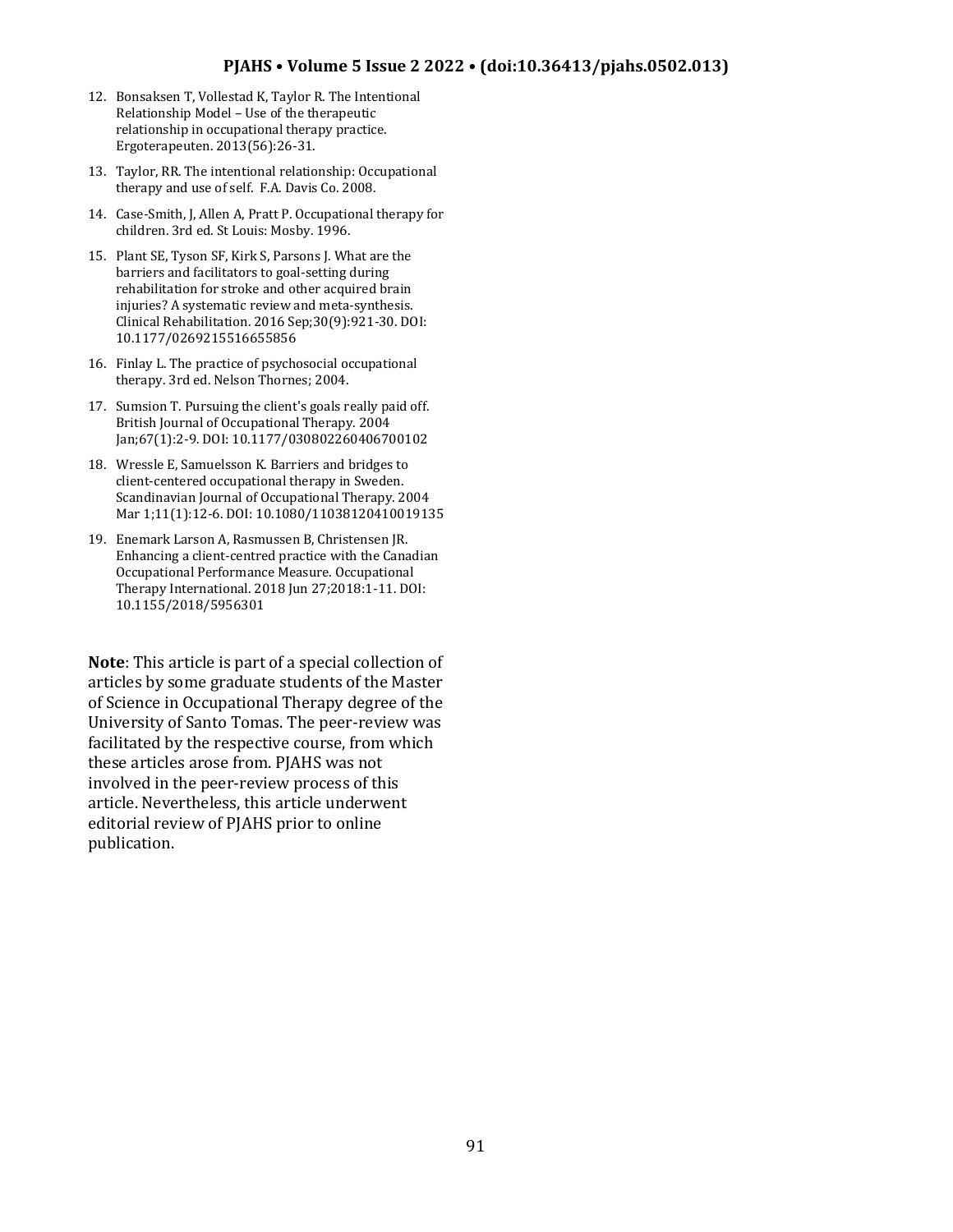12. Bonsaksen T, Vollestad K, Taylor R. The Intentional Relationship Model – Use of the therapeutic relationship in occupational therapy practice. Ergoterapeuten. 2013(56):26-31.
13. Taylor, RR. The intentional relationship: Occupational therapy and use of self. F.A. Davis Co. 2008.
14. Case-Smith, J, Allen A, Pratt P. Occupational therapy for children. 3rd ed. St Louis: Mosby. 1996.
15. Plant SE, Tyson SF, Kirk S, Parsons J. What are the barriers and facilitators to goal-setting during rehabilitation for stroke and other acquired brain injuries? A systematic review and meta-synthesis. Clinical Rehabilitation. 2016 Sep;30(9):921-30. DOI: 10.1177/0269215516655856
16. Finlay L. The practice of psychosocial occupational therapy. 3rd ed. Nelson Thornes; 2004.
17. Sumsion T. Pursuing the client's goals really paid off. British Journal of Occupational Therapy. 2004 Jan;67(1):2-9. DOI: 10.1177/030802260406700102
18. Wressle E, Samuelsson K. Barriers and bridges to client-centered occupational therapy in Sweden. Scandinavian Journal of Occupational Therapy. 2004 Mar 1;11(1):12-6. DOI: 10.1080/11038120410019135
19. Enemark Larson A, Rasmussen B, Christensen JR. Enhancing a client-centred practice with the Canadian Occupational Performance Measure. Occupational Therapy International. 2018 Jun 27;2018:1-11. DOI: 10.1155/2018/5956301

**Note**: This article is part of a special collection of articles by some graduate students of the Master of Science in Occupational Therapy degree of the University of Santo Tomas. The peer-review was facilitated by the respective course, from which these articles arose from. PJAHS was not involved in the peer-review process of this article. Nevertheless, this article underwent editorial review of PJAHS prior to online publication.